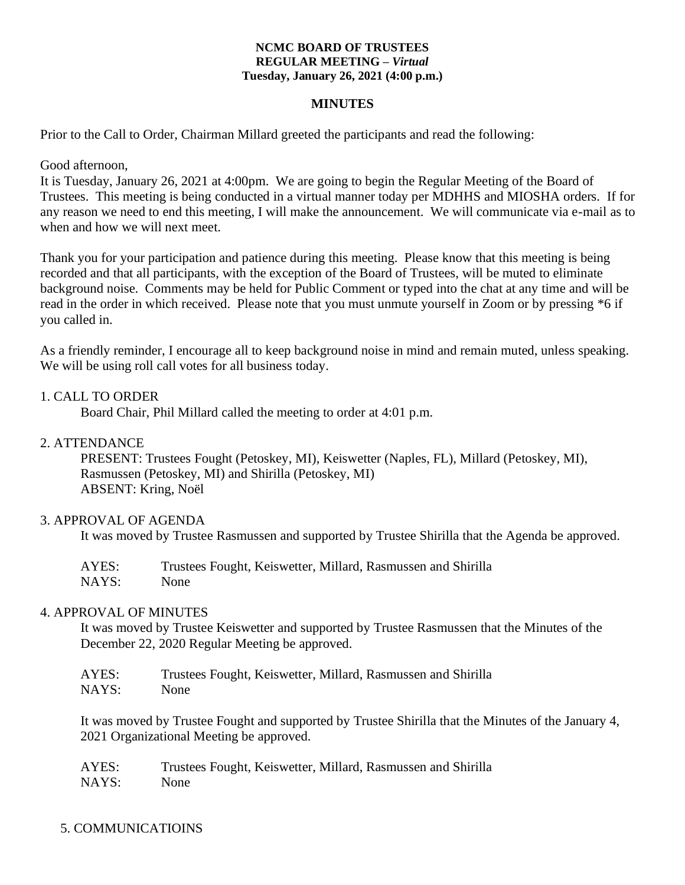**NCMC BOARD OF TRUSTEES**
**REGULAR MEETING – *Virtual***
**Tuesday, January 26, 2021 (4:00 p.m.)**

**MINUTES**

Prior to the Call to Order, Chairman Millard greeted the participants and read the following:

Good afternoon,
It is Tuesday, January 26, 2021 at 4:00pm. We are going to begin the Regular Meeting of the Board of Trustees. This meeting is being conducted in a virtual manner today per MDHHS and MIOSHA orders. If for any reason we need to end this meeting, I will make the announcement. We will communicate via e-mail as to when and how we will next meet.

Thank you for your participation and patience during this meeting. Please know that this meeting is being recorded and that all participants, with the exception of the Board of Trustees, will be muted to eliminate background noise. Comments may be held for Public Comment or typed into the chat at any time and will be read in the order in which received. Please note that you must unmute yourself in Zoom or by pressing *6 if you called in.

As a friendly reminder, I encourage all to keep background noise in mind and remain muted, unless speaking. We will be using roll call votes for all business today.

1. CALL TO ORDER

Board Chair, Phil Millard called the meeting to order at 4:01 p.m.

2. ATTENDANCE

PRESENT: Trustees Fought (Petoskey, MI), Keiswetter (Naples, FL), Millard (Petoskey, MI), Rasmussen (Petoskey, MI) and Shirilla (Petoskey, MI)
ABSENT: Kring, Noël

3. APPROVAL OF AGENDA

It was moved by Trustee Rasmussen and supported by Trustee Shirilla that the Agenda be approved.

AYES: Trustees Fought, Keiswetter, Millard, Rasmussen and Shirilla
NAYS: None

4. APPROVAL OF MINUTES

It was moved by Trustee Keiswetter and supported by Trustee Rasmussen that the Minutes of the December 22, 2020 Regular Meeting be approved.

AYES: Trustees Fought, Keiswetter, Millard, Rasmussen and Shirilla
NAYS: None

It was moved by Trustee Fought and supported by Trustee Shirilla that the Minutes of the January 4, 2021 Organizational Meeting be approved.

AYES: Trustees Fought, Keiswetter, Millard, Rasmussen and Shirilla
NAYS: None

5. COMMUNICATIOINS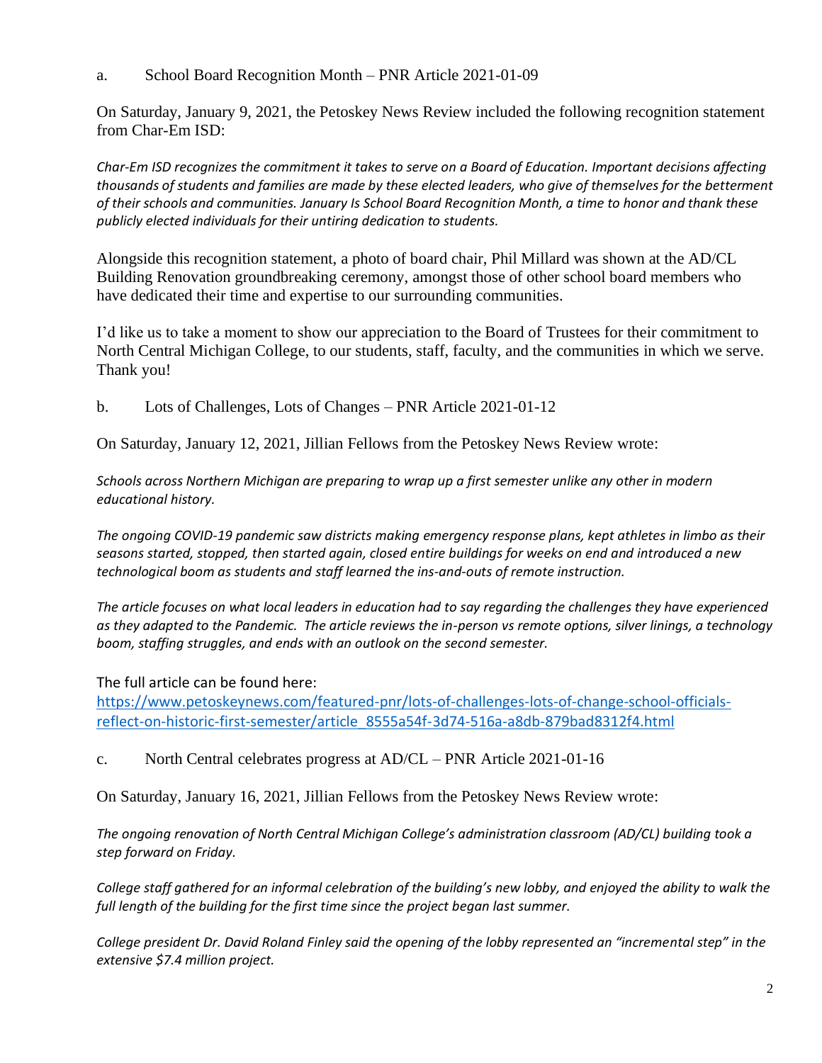a. School Board Recognition Month – PNR Article 2021-01-09

On Saturday, January 9, 2021, the Petoskey News Review included the following recognition statement from Char-Em ISD:

*Char-Em ISD recognizes the commitment it takes to serve on a Board of Education. Important decisions affecting thousands of students and families are made by these elected leaders, who give of themselves for the betterment of their schools and communities. January Is School Board Recognition Month, a time to honor and thank these publicly elected individuals for their untiring dedication to students.*

Alongside this recognition statement, a photo of board chair, Phil Millard was shown at the AD/CL Building Renovation groundbreaking ceremony, amongst those of other school board members who have dedicated their time and expertise to our surrounding communities.

I'd like us to take a moment to show our appreciation to the Board of Trustees for their commitment to North Central Michigan College, to our students, staff, faculty, and the communities in which we serve. Thank you!

b. Lots of Challenges, Lots of Changes – PNR Article 2021-01-12

On Saturday, January 12, 2021, Jillian Fellows from the Petoskey News Review wrote:

*Schools across Northern Michigan are preparing to wrap up a first semester unlike any other in modern educational history.*

*The ongoing COVID-19 pandemic saw districts making emergency response plans, kept athletes in limbo as their seasons started, stopped, then started again, closed entire buildings for weeks on end and introduced a new technological boom as students and staff learned the ins-and-outs of remote instruction.*

*The article focuses on what local leaders in education had to say regarding the challenges they have experienced as they adapted to the Pandemic. The article reviews the in-person vs remote options, silver linings, a technology boom, staffing struggles, and ends with an outlook on the second semester.*

The full article can be found here:
https://www.petoskeynews.com/featured-pnr/lots-of-challenges-lots-of-change-school-officials-reflect-on-historic-first-semester/article_8555a54f-3d74-516a-a8db-879bad8312f4.html

c. North Central celebrates progress at AD/CL – PNR Article 2021-01-16

On Saturday, January 16, 2021, Jillian Fellows from the Petoskey News Review wrote:

*The ongoing renovation of North Central Michigan College's administration classroom (AD/CL) building took a step forward on Friday.*

*College staff gathered for an informal celebration of the building's new lobby, and enjoyed the ability to walk the full length of the building for the first time since the project began last summer.*

*College president Dr. David Roland Finley said the opening of the lobby represented an "incremental step" in the extensive $7.4 million project.*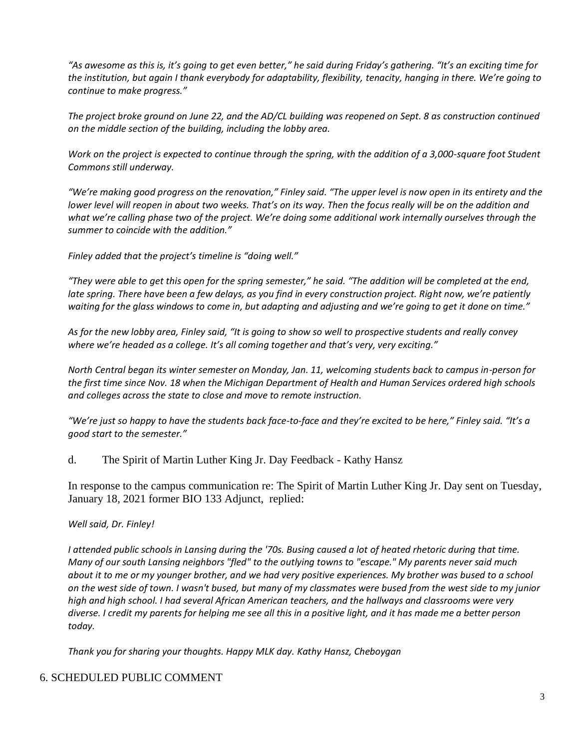*"As awesome as this is, it's going to get even better," he said during Friday's gathering. "It's an exciting time for the institution, but again I thank everybody for adaptability, flexibility, tenacity, hanging in there. We're going to continue to make progress."*

*The project broke ground on June 22, and the AD/CL building was reopened on Sept. 8 as construction continued on the middle section of the building, including the lobby area.*

*Work on the project is expected to continue through the spring, with the addition of a 3,000-square foot Student Commons still underway.*

*"We're making good progress on the renovation," Finley said. "The upper level is now open in its entirety and the lower level will reopen in about two weeks. That's on its way. Then the focus really will be on the addition and what we're calling phase two of the project. We're doing some additional work internally ourselves through the summer to coincide with the addition."*

*Finley added that the project's timeline is "doing well."*

*"They were able to get this open for the spring semester," he said. "The addition will be completed at the end, late spring. There have been a few delays, as you find in every construction project. Right now, we're patiently waiting for the glass windows to come in, but adapting and adjusting and we're going to get it done on time."*

*As for the new lobby area, Finley said, "It is going to show so well to prospective students and really convey where we're headed as a college. It's all coming together and that's very, very exciting."*

*North Central began its winter semester on Monday, Jan. 11, welcoming students back to campus in-person for the first time since Nov. 18 when the Michigan Department of Health and Human Services ordered high schools and colleges across the state to close and move to remote instruction.*

*"We're just so happy to have the students back face-to-face and they're excited to be here," Finley said. "It's a good start to the semester."*

d. The Spirit of Martin Luther King Jr. Day Feedback - Kathy Hansz

In response to the campus communication re: The Spirit of Martin Luther King Jr. Day sent on Tuesday, January 18, 2021 former BIO 133 Adjunct, replied:

*Well said, Dr. Finley!*

*I attended public schools in Lansing during the '70s. Busing caused a lot of heated rhetoric during that time. Many of our south Lansing neighbors "fled" to the outlying towns to "escape." My parents never said much about it to me or my younger brother, and we had very positive experiences. My brother was bused to a school on the west side of town. I wasn't bused, but many of my classmates were bused from the west side to my junior high and high school. I had several African American teachers, and the hallways and classrooms were very diverse. I credit my parents for helping me see all this in a positive light, and it has made me a better person today.*

*Thank you for sharing your thoughts. Happy MLK day. Kathy Hansz, Cheboygan*

## 6. SCHEDULED PUBLIC COMMENT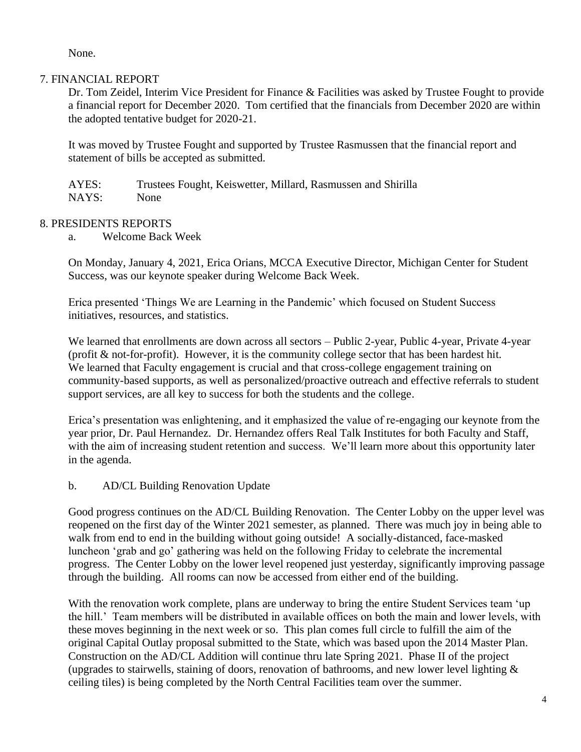None.

## 7. FINANCIAL REPORT

Dr. Tom Zeidel, Interim Vice President for Finance & Facilities was asked by Trustee Fought to provide a financial report for December 2020. Tom certified that the financials from December 2020 are within the adopted tentative budget for 2020-21.

It was moved by Trustee Fought and supported by Trustee Rasmussen that the financial report and statement of bills be accepted as submitted.

AYES: Trustees Fought, Keiswetter, Millard, Rasmussen and Shirilla
NAYS: None

## 8. PRESIDENTS REPORTS

a. Welcome Back Week

On Monday, January 4, 2021, Erica Orians, MCCA Executive Director, Michigan Center for Student Success, was our keynote speaker during Welcome Back Week.

Erica presented 'Things We are Learning in the Pandemic' which focused on Student Success initiatives, resources, and statistics.

We learned that enrollments are down across all sectors – Public 2-year, Public 4-year, Private 4-year (profit & not-for-profit). However, it is the community college sector that has been hardest hit. We learned that Faculty engagement is crucial and that cross-college engagement training on community-based supports, as well as personalized/proactive outreach and effective referrals to student support services, are all key to success for both the students and the college.

Erica's presentation was enlightening, and it emphasized the value of re-engaging our keynote from the year prior, Dr. Paul Hernandez. Dr. Hernandez offers Real Talk Institutes for both Faculty and Staff, with the aim of increasing student retention and success. We'll learn more about this opportunity later in the agenda.

b. AD/CL Building Renovation Update

Good progress continues on the AD/CL Building Renovation. The Center Lobby on the upper level was reopened on the first day of the Winter 2021 semester, as planned. There was much joy in being able to walk from end to end in the building without going outside! A socially-distanced, face-masked luncheon 'grab and go' gathering was held on the following Friday to celebrate the incremental progress. The Center Lobby on the lower level reopened just yesterday, significantly improving passage through the building. All rooms can now be accessed from either end of the building.

With the renovation work complete, plans are underway to bring the entire Student Services team 'up the hill.' Team members will be distributed in available offices on both the main and lower levels, with these moves beginning in the next week or so. This plan comes full circle to fulfill the aim of the original Capital Outlay proposal submitted to the State, which was based upon the 2014 Master Plan. Construction on the AD/CL Addition will continue thru late Spring 2021. Phase II of the project (upgrades to stairwells, staining of doors, renovation of bathrooms, and new lower level lighting & ceiling tiles) is being completed by the North Central Facilities team over the summer.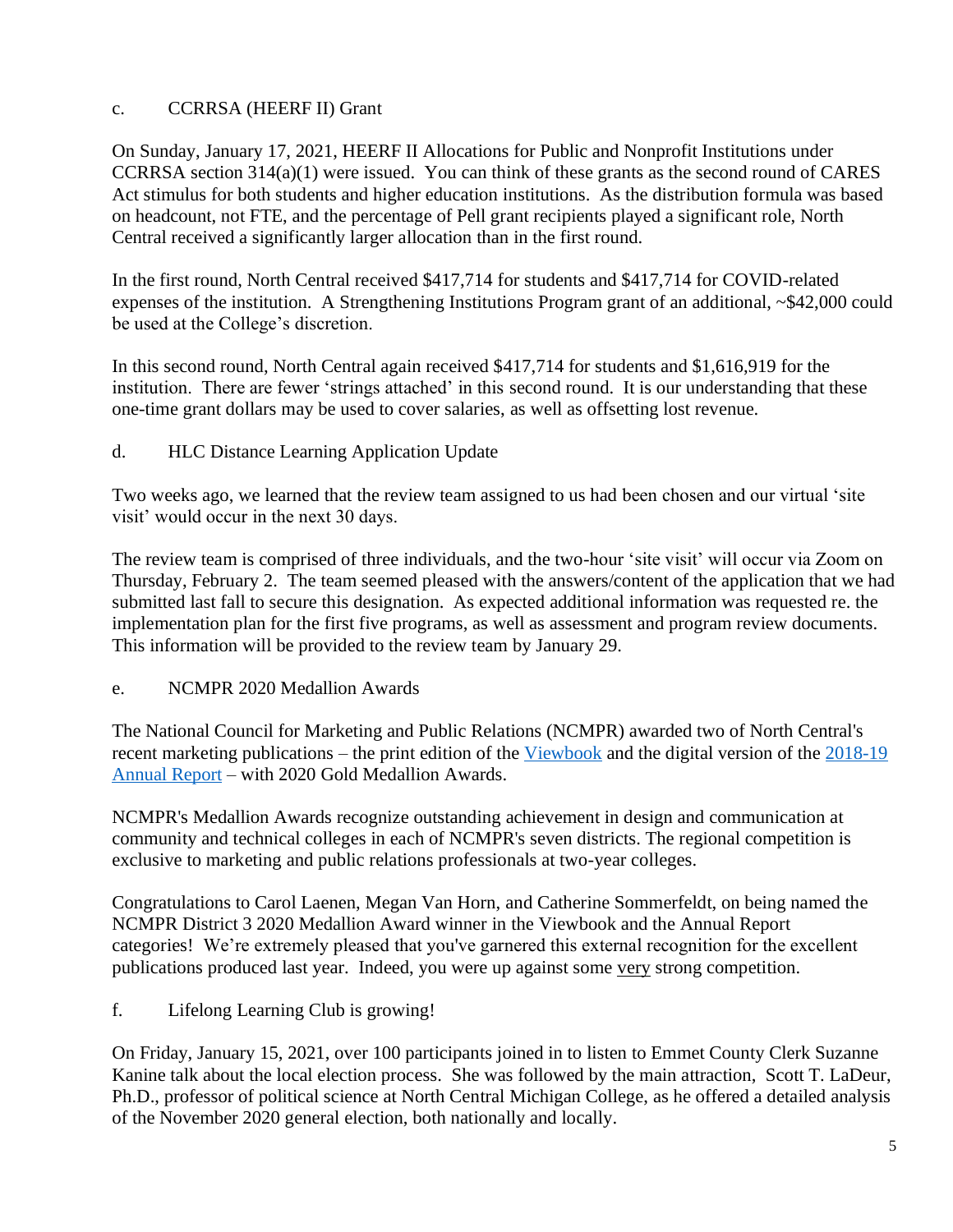c. CCRRSA (HEERF II) Grant

On Sunday, January 17, 2021, HEERF II Allocations for Public and Nonprofit Institutions under CCRRSA section 314(a)(1) were issued. You can think of these grants as the second round of CARES Act stimulus for both students and higher education institutions. As the distribution formula was based on headcount, not FTE, and the percentage of Pell grant recipients played a significant role, North Central received a significantly larger allocation than in the first round.

In the first round, North Central received $417,714 for students and $417,714 for COVID-related expenses of the institution. A Strengthening Institutions Program grant of an additional, ~$42,000 could be used at the College's discretion.

In this second round, North Central again received $417,714 for students and $1,616,919 for the institution. There are fewer 'strings attached' in this second round. It is our understanding that these one-time grant dollars may be used to cover salaries, as well as offsetting lost revenue.

d. HLC Distance Learning Application Update

Two weeks ago, we learned that the review team assigned to us had been chosen and our virtual 'site visit' would occur in the next 30 days.

The review team is comprised of three individuals, and the two-hour 'site visit' will occur via Zoom on Thursday, February 2. The team seemed pleased with the answers/content of the application that we had submitted last fall to secure this designation. As expected additional information was requested re. the implementation plan for the first five programs, as well as assessment and program review documents. This information will be provided to the review team by January 29.

e. NCMPR 2020 Medallion Awards

The National Council for Marketing and Public Relations (NCMPR) awarded two of North Central's recent marketing publications – the print edition of the [Viewbook]() and the digital version of the [2018-19 Annual Report]() – with 2020 Gold Medallion Awards.

NCMPR's Medallion Awards recognize outstanding achievement in design and communication at community and technical colleges in each of NCMPR's seven districts. The regional competition is exclusive to marketing and public relations professionals at two-year colleges.

Congratulations to Carol Laenen, Megan Van Horn, and Catherine Sommerfeldt, on being named the NCMPR District 3 2020 Medallion Award winner in the Viewbook and the Annual Report categories! We're extremely pleased that you've garnered this external recognition for the excellent publications produced last year. Indeed, you were up against some <u>very</u> strong competition.

f. Lifelong Learning Club is growing!

On Friday, January 15, 2021, over 100 participants joined in to listen to Emmet County Clerk Suzanne Kanine talk about the local election process. She was followed by the main attraction, Scott T. LaDeur, Ph.D., professor of political science at North Central Michigan College, as he offered a detailed analysis of the November 2020 general election, both nationally and locally.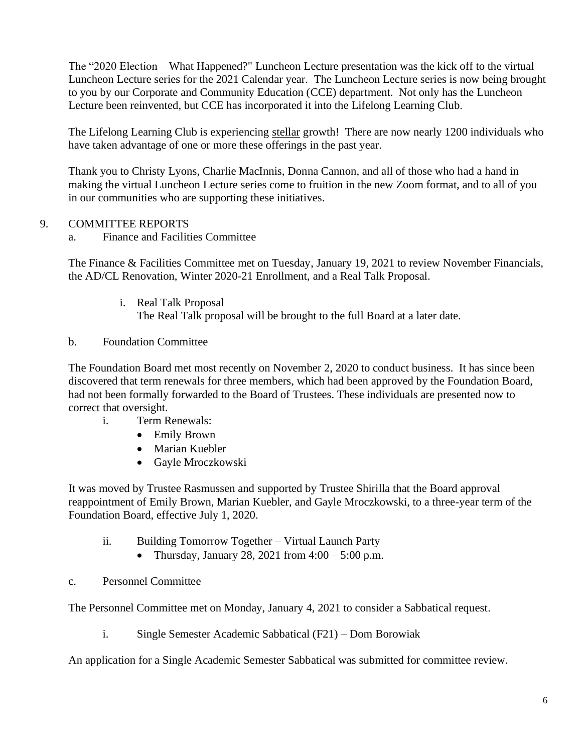The “2020 Election – What Happened?" Luncheon Lecture presentation was the kick off to the virtual Luncheon Lecture series for the 2021 Calendar year. The Luncheon Lecture series is now being brought to you by our Corporate and Community Education (CCE) department. Not only has the Luncheon Lecture been reinvented, but CCE has incorporated it into the Lifelong Learning Club.

The Lifelong Learning Club is experiencing <u>stellar</u> growth! There are now nearly 1200 individuals who have taken advantage of one or more these offerings in the past year.

Thank you to Christy Lyons, Charlie MacInnis, Donna Cannon, and all of those who had a hand in making the virtual Luncheon Lecture series come to fruition in the new Zoom format, and to all of you in our communities who are supporting these initiatives.

9. COMMITTEE REPORTS

a. Finance and Facilities Committee

The Finance & Facilities Committee met on Tuesday, January 19, 2021 to review November Financials, the AD/CL Renovation, Winter 2020-21 Enrollment, and a Real Talk Proposal.

i. Real Talk Proposal
The Real Talk proposal will be brought to the full Board at a later date.

b. Foundation Committee

The Foundation Board met most recently on November 2, 2020 to conduct business. It has since been discovered that term renewals for three members, which had been approved by the Foundation Board, had not been formally forwarded to the Board of Trustees. These individuals are presented now to correct that oversight.

i. Term Renewals:
- Emily Brown
- Marian Kuebler
- Gayle Mroczkowski

It was moved by Trustee Rasmussen and supported by Trustee Shirilla that the Board approval reappointment of Emily Brown, Marian Kuebler, and Gayle Mroczkowski, to a three-year term of the Foundation Board, effective July 1, 2020.

ii. Building Tomorrow Together – Virtual Launch Party
- Thursday, January 28, 2021 from 4:00 – 5:00 p.m.

c. Personnel Committee

The Personnel Committee met on Monday, January 4, 2021 to consider a Sabbatical request.

i. Single Semester Academic Sabbatical (F21) – Dom Borowiak

An application for a Single Academic Semester Sabbatical was submitted for committee review.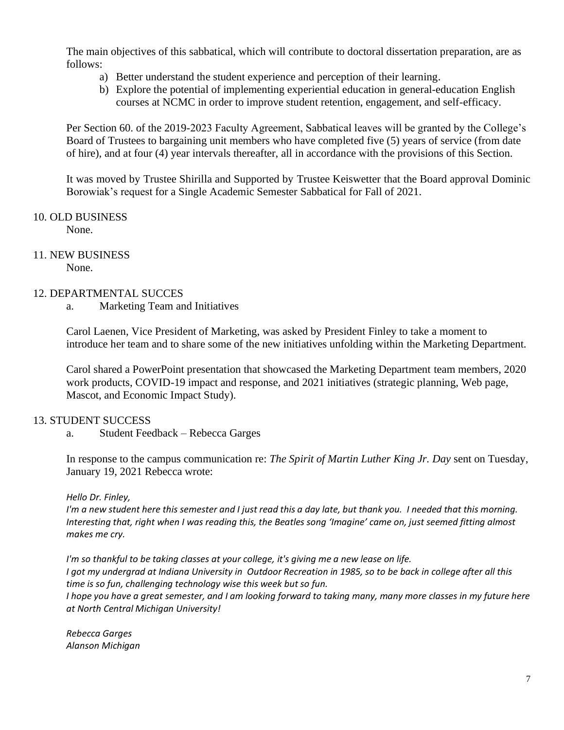The main objectives of this sabbatical, which will contribute to doctoral dissertation preparation, are as follows:

a) Better understand the student experience and perception of their learning.
b) Explore the potential of implementing experiential education in general-education English courses at NCMC in order to improve student retention, engagement, and self-efficacy.

Per Section 60. of the 2019-2023 Faculty Agreement, Sabbatical leaves will be granted by the College's Board of Trustees to bargaining unit members who have completed five (5) years of service (from date of hire), and at four (4) year intervals thereafter, all in accordance with the provisions of this Section.

It was moved by Trustee Shirilla and Supported by Trustee Keiswetter that the Board approval Dominic Borowiak's request for a Single Academic Semester Sabbatical for Fall of 2021.

## 10. OLD BUSINESS

None.

## 11. NEW BUSINESS

None.

## 12. DEPARTMENTAL SUCCES

a. Marketing Team and Initiatives

Carol Laenen, Vice President of Marketing, was asked by President Finley to take a moment to introduce her team and to share some of the new initiatives unfolding within the Marketing Department.

Carol shared a PowerPoint presentation that showcased the Marketing Department team members, 2020 work products, COVID-19 impact and response, and 2021 initiatives (strategic planning, Web page, Mascot, and Economic Impact Study).

## 13. STUDENT SUCCESS

a. Student Feedback – Rebecca Garges

In response to the campus communication re: *The Spirit of Martin Luther King Jr. Day* sent on Tuesday, January 19, 2021 Rebecca wrote:

*Hello Dr. Finley,*
*I'm a new student here this semester and I just read this a day late, but thank you. I needed that this morning. Interesting that, right when I was reading this, the Beatles song 'Imagine' came on, just seemed fitting almost makes me cry.*

*I'm so thankful to be taking classes at your college, it's giving me a new lease on life.*
*I got my undergrad at Indiana University in Outdoor Recreation in 1985, so to be back in college after all this time is so fun, challenging technology wise this week but so fun.*
*I hope you have a great semester, and I am looking forward to taking many, many more classes in my future here at North Central Michigan University!*

*Rebecca Garges*
*Alanson Michigan*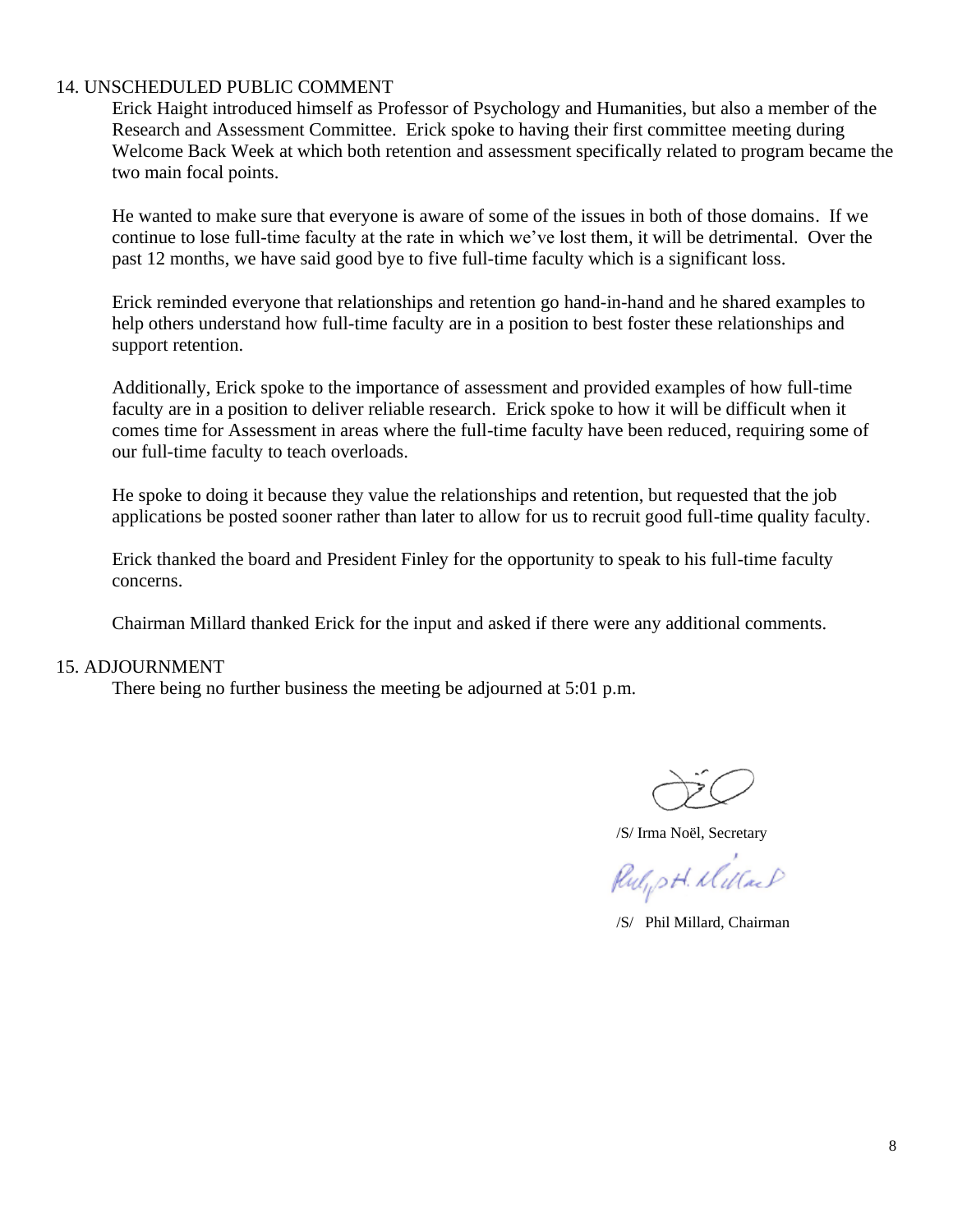## 14. UNSCHEDULED PUBLIC COMMENT

Erick Haight introduced himself as Professor of Psychology and Humanities, but also a member of the Research and Assessment Committee. Erick spoke to having their first committee meeting during Welcome Back Week at which both retention and assessment specifically related to program became the two main focal points.

He wanted to make sure that everyone is aware of some of the issues in both of those domains. If we continue to lose full-time faculty at the rate in which we've lost them, it will be detrimental. Over the past 12 months, we have said good bye to five full-time faculty which is a significant loss.

Erick reminded everyone that relationships and retention go hand-in-hand and he shared examples to help others understand how full-time faculty are in a position to best foster these relationships and support retention.

Additionally, Erick spoke to the importance of assessment and provided examples of how full-time faculty are in a position to deliver reliable research. Erick spoke to how it will be difficult when it comes time for Assessment in areas where the full-time faculty have been reduced, requiring some of our full-time faculty to teach overloads.

He spoke to doing it because they value the relationships and retention, but requested that the job applications be posted sooner rather than later to allow for us to recruit good full-time quality faculty.

Erick thanked the board and President Finley for the opportunity to speak to his full-time faculty concerns.

Chairman Millard thanked Erick for the input and asked if there were any additional comments.

## 15. ADJOURNMENT

There being no further business the meeting be adjourned at 5:01 p.m.

/S/ Irma Noël, Secretary

/S/ Phil Millard, Chairman